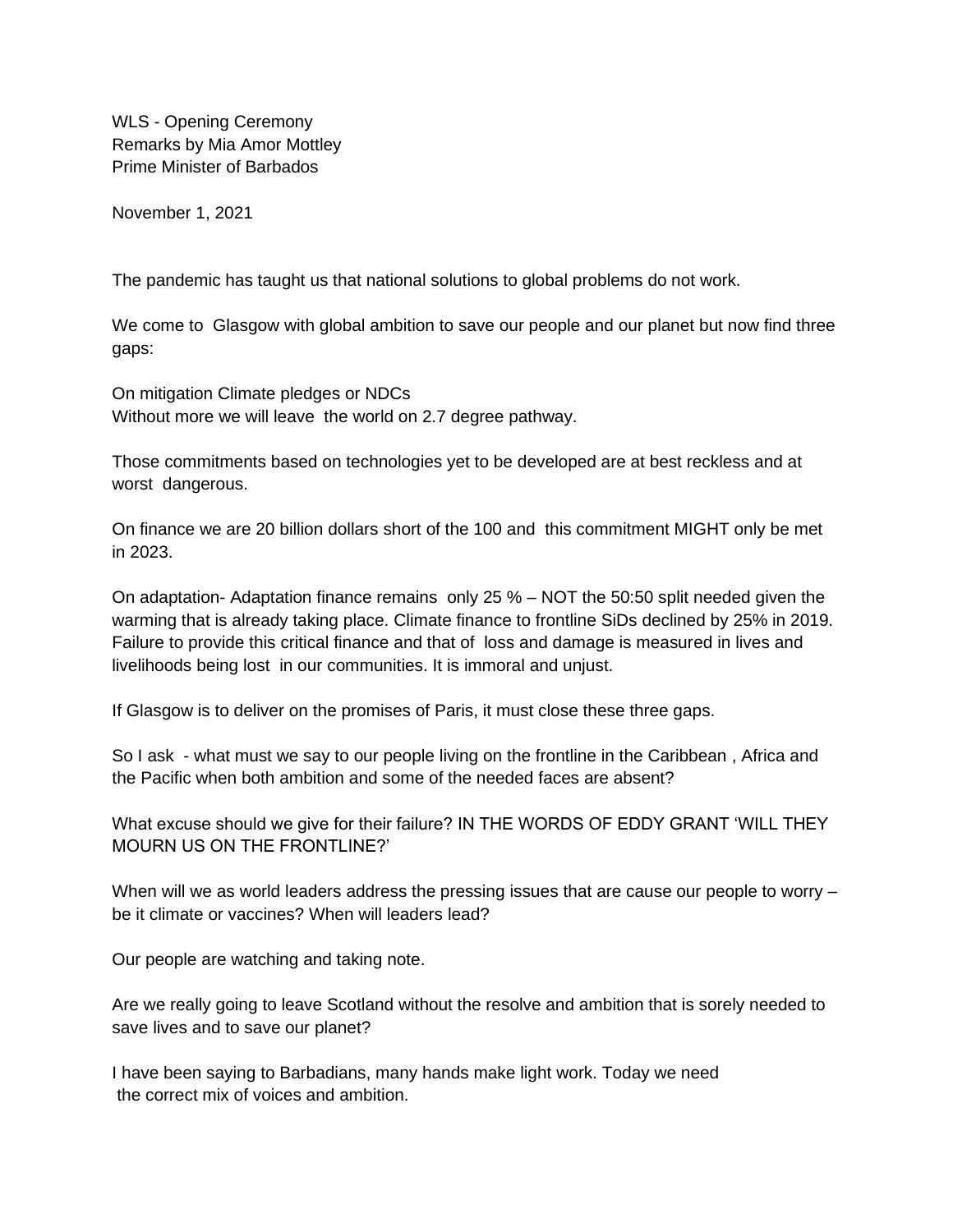WLS - Opening Ceremony
Remarks by Mia Amor Mottley
Prime Minister of Barbados

November 1, 2021

The pandemic has taught us that national solutions to global problems do not work.

We come to Glasgow with global ambition to save our people and our planet but now find three gaps:

On mitigation Climate pledges or NDCs
Without more we will leave the world on 2.7 degree pathway.

Those commitments based on technologies yet to be developed are at best reckless and at worst dangerous.

On finance we are 20 billion dollars short of the 100 and this commitment MIGHT only be met in 2023.

On adaptation- Adaptation finance remains only 25 % – NOT the 50:50 split needed given the warming that is already taking place. Climate finance to frontline SiDs declined by 25% in 2019. Failure to provide this critical finance and that of loss and damage is measured in lives and livelihoods being lost in our communities. It is immoral and unjust.

If Glasgow is to deliver on the promises of Paris, it must close these three gaps.

So I ask - what must we say to our people living on the frontline in the Caribbean , Africa and the Pacific when both ambition and some of the needed faces are absent?

What excuse should we give for their failure? IN THE WORDS OF EDDY GRANT 'WILL THEY MOURN US ON THE FRONTLINE?'

When will we as world leaders address the pressing issues that are cause our people to worry – be it climate or vaccines? When will leaders lead?

Our people are watching and taking note.

Are we really going to leave Scotland without the resolve and ambition that is sorely needed to save lives and to save our planet?

I have been saying to Barbadians, many hands make light work. Today we need the correct mix of voices and ambition.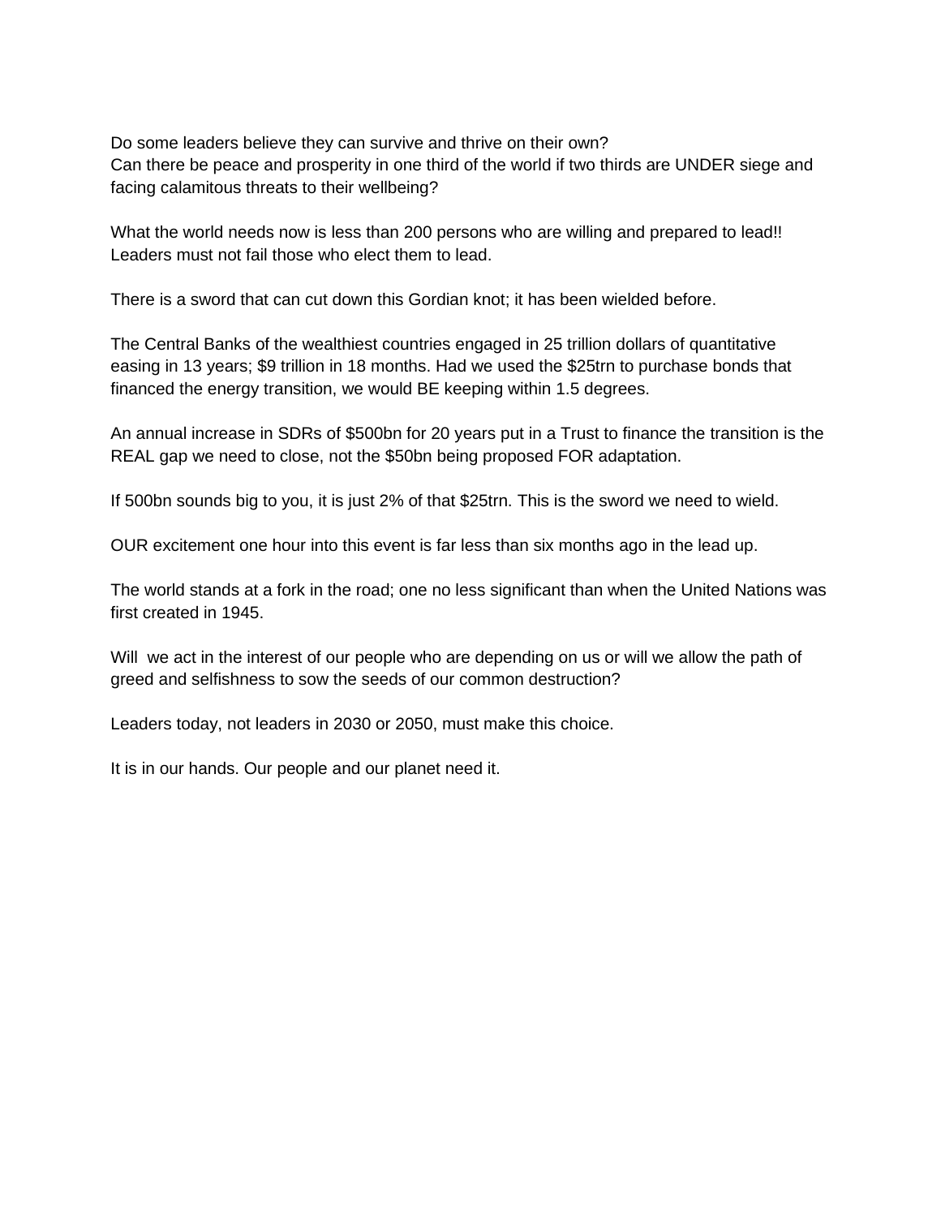Do some leaders believe they can survive and thrive on their own?
Can there be peace and prosperity in one third of the world if two thirds are UNDER siege and facing calamitous threats to their wellbeing?

What the world needs now is less than 200 persons who are willing and prepared to lead!!
Leaders must not fail those who elect them to lead.

There is a sword that can cut down this Gordian knot; it has been wielded before.

The Central Banks of the wealthiest countries engaged in 25 trillion dollars of quantitative easing in 13 years; $9 trillion in 18 months. Had we used the $25trn to purchase bonds that financed the energy transition, we would BE keeping within 1.5 degrees.

An annual increase in SDRs of $500bn for 20 years put in a Trust to finance the transition is the REAL gap we need to close, not the $50bn being proposed FOR adaptation.

If 500bn sounds big to you, it is just 2% of that $25trn. This is the sword we need to wield.

OUR excitement one hour into this event is far less than six months ago in the lead up.

The world stands at a fork in the road; one no less significant than when the United Nations was first created in 1945.

Will we act in the interest of our people who are depending on us or will we allow the path of greed and selfishness to sow the seeds of our common destruction?

Leaders today, not leaders in 2030 or 2050, must make this choice.

It is in our hands. Our people and our planet need it.